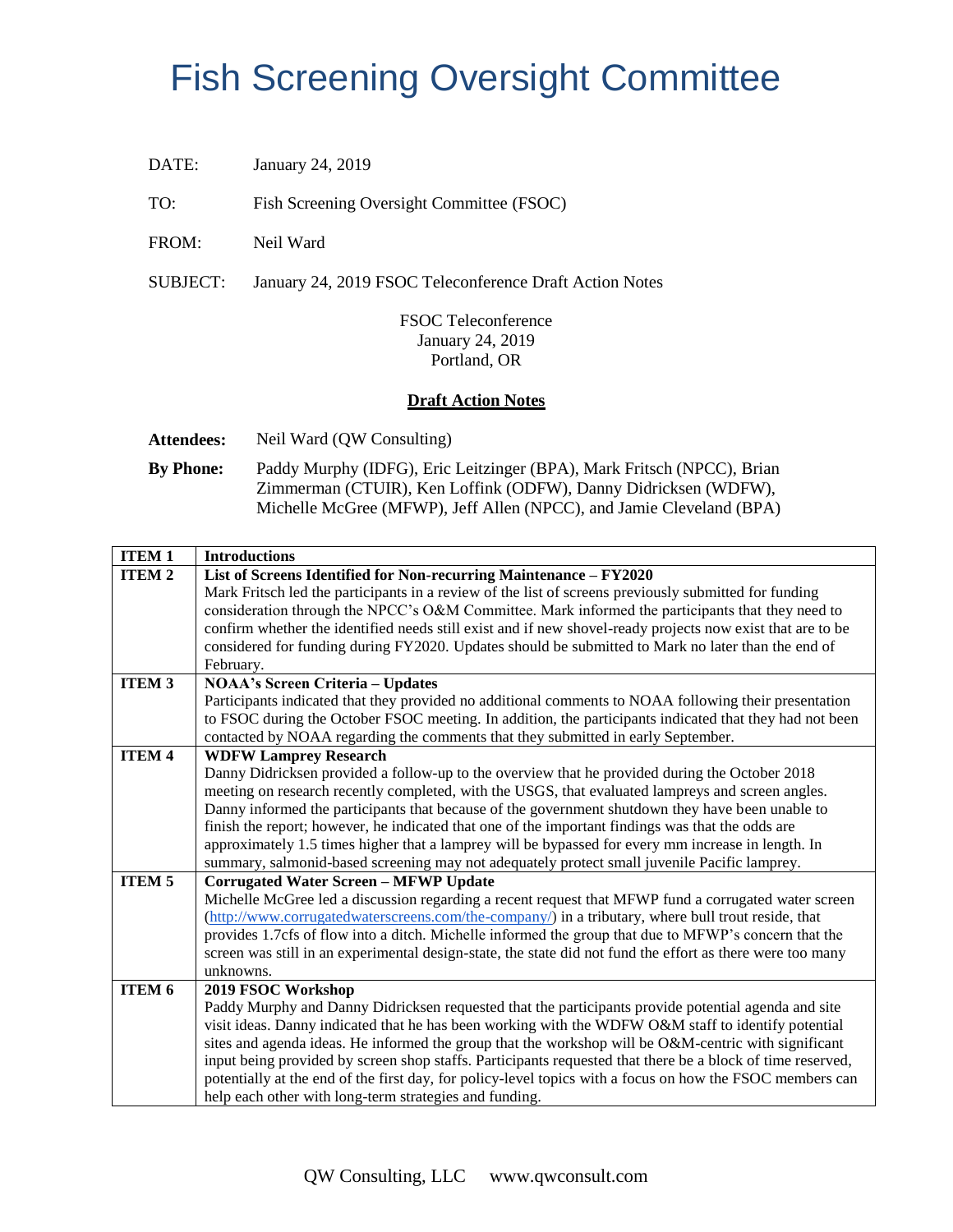# Fish Screening Oversight Committee

DATE: January 24, 2019

TO: Fish Screening Oversight Committee (FSOC)

FROM: Neil Ward

SUBJECT: January 24, 2019 FSOC Teleconference Draft Action Notes

FSOC Teleconference
January 24, 2019
Portland, OR

**Draft Action Notes**

**Attendees:** Neil Ward (QW Consulting)

**By Phone:** Paddy Murphy (IDFG), Eric Leitzinger (BPA), Mark Fritsch (NPCC), Brian Zimmerman (CTUIR), Ken Loffink (ODFW), Danny Didricksen (WDFW), Michelle McGree (MFWP), Jeff Allen (NPCC), and Jamie Cleveland (BPA)

| ITEM 1 | Introductions |
|---|---|
| **ITEM 2** | **List of Screens Identified for Non-recurring Maintenance – FY2020**<br>Mark Fritsch led the participants in a review of the list of screens previously submitted for funding consideration through the NPCC's O&M Committee. Mark informed the participants that they need to confirm whether the identified needs still exist and if new shovel-ready projects now exist that are to be considered for funding during FY2020. Updates should be submitted to Mark no later than the end of February. |
| **ITEM 3** | **NOAA's Screen Criteria – Updates**<br>Participants indicated that they provided no additional comments to NOAA following their presentation to FSOC during the October FSOC meeting. In addition, the participants indicated that they had not been contacted by NOAA regarding the comments that they submitted in early September. |
| **ITEM 4** | **WDFW Lamprey Research**<br>Danny Didricksen provided a follow-up to the overview that he provided during the October 2018 meeting on research recently completed, with the USGS, that evaluated lampreys and screen angles. Danny informed the participants that because of the government shutdown they have been unable to finish the report; however, he indicated that one of the important findings was that the odds are approximately 1.5 times higher that a lamprey will be bypassed for every mm increase in length. In summary, salmonid-based screening may not adequately protect small juvenile Pacific lamprey. |
| **ITEM 5** | **Corrugated Water Screen – MFWP Update**<br>Michelle McGree led a discussion regarding a recent request that MFWP fund a corrugated water screen (http://www.corrugatedwaterscreens.com/the-company/) in a tributary, where bull trout reside, that provides 1.7cfs of flow into a ditch. Michelle informed the group that due to MFWP's concern that the screen was still in an experimental design-state, the state did not fund the effort as there were too many unknowns. |
| **ITEM 6** | **2019 FSOC Workshop**<br>Paddy Murphy and Danny Didricksen requested that the participants provide potential agenda and site visit ideas. Danny indicated that he has been working with the WDFW O&M staff to identify potential sites and agenda ideas. He informed the group that the workshop will be O&M-centric with significant input being provided by screen shop staffs. Participants requested that there be a block of time reserved, potentially at the end of the first day, for policy-level topics with a focus on how the FSOC members can help each other with long-term strategies and funding. |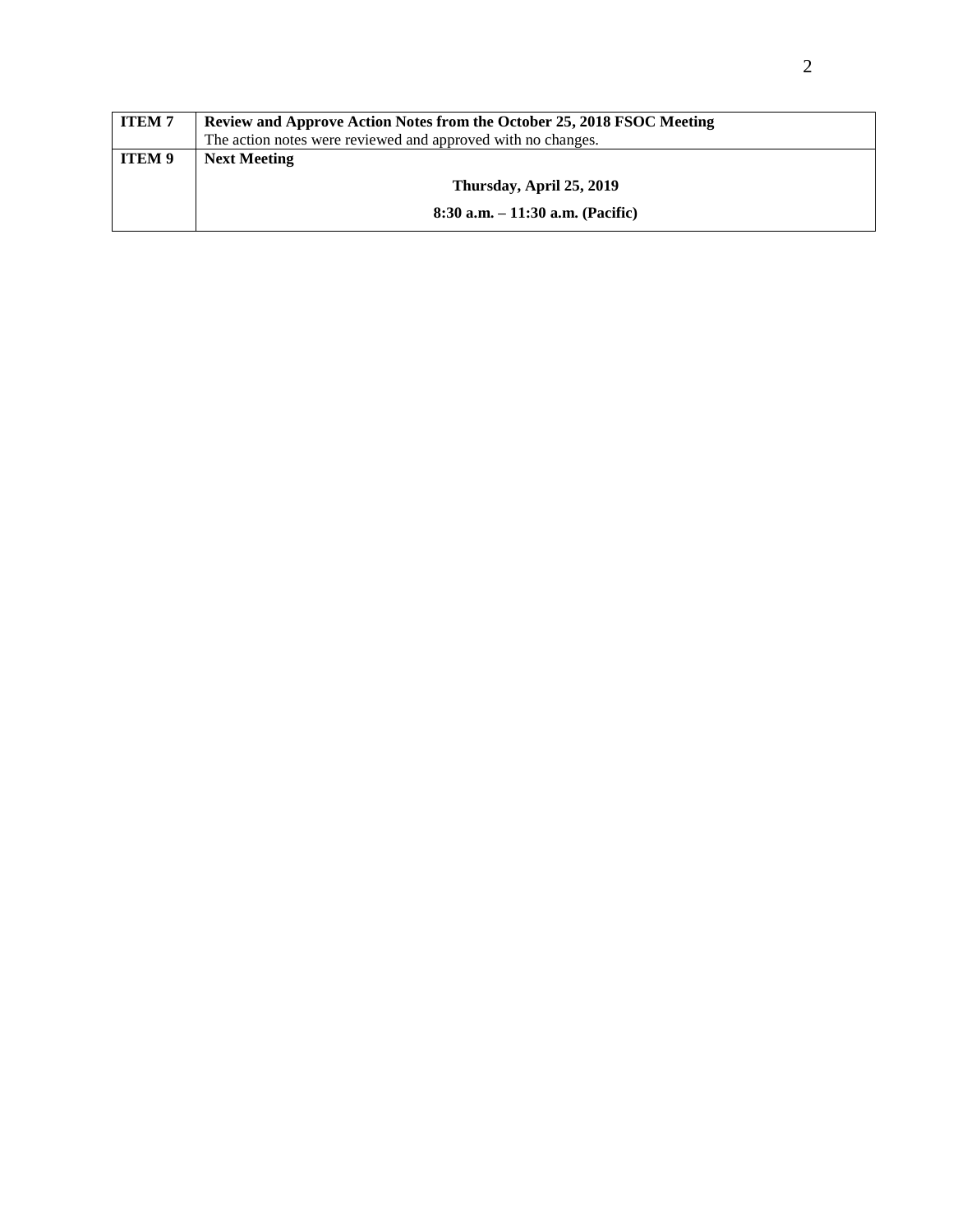| | |
|---|---|
| **ITEM 7** | **Review and Approve Action Notes from the October 25, 2018 FSOC Meeting**<br>The action notes were reviewed and approved with no changes. |
| **ITEM 9** | **Next Meeting**<br>**Thursday, April 25, 2019**<br>**8:30 a.m. – 11:30 a.m. (Pacific)** |